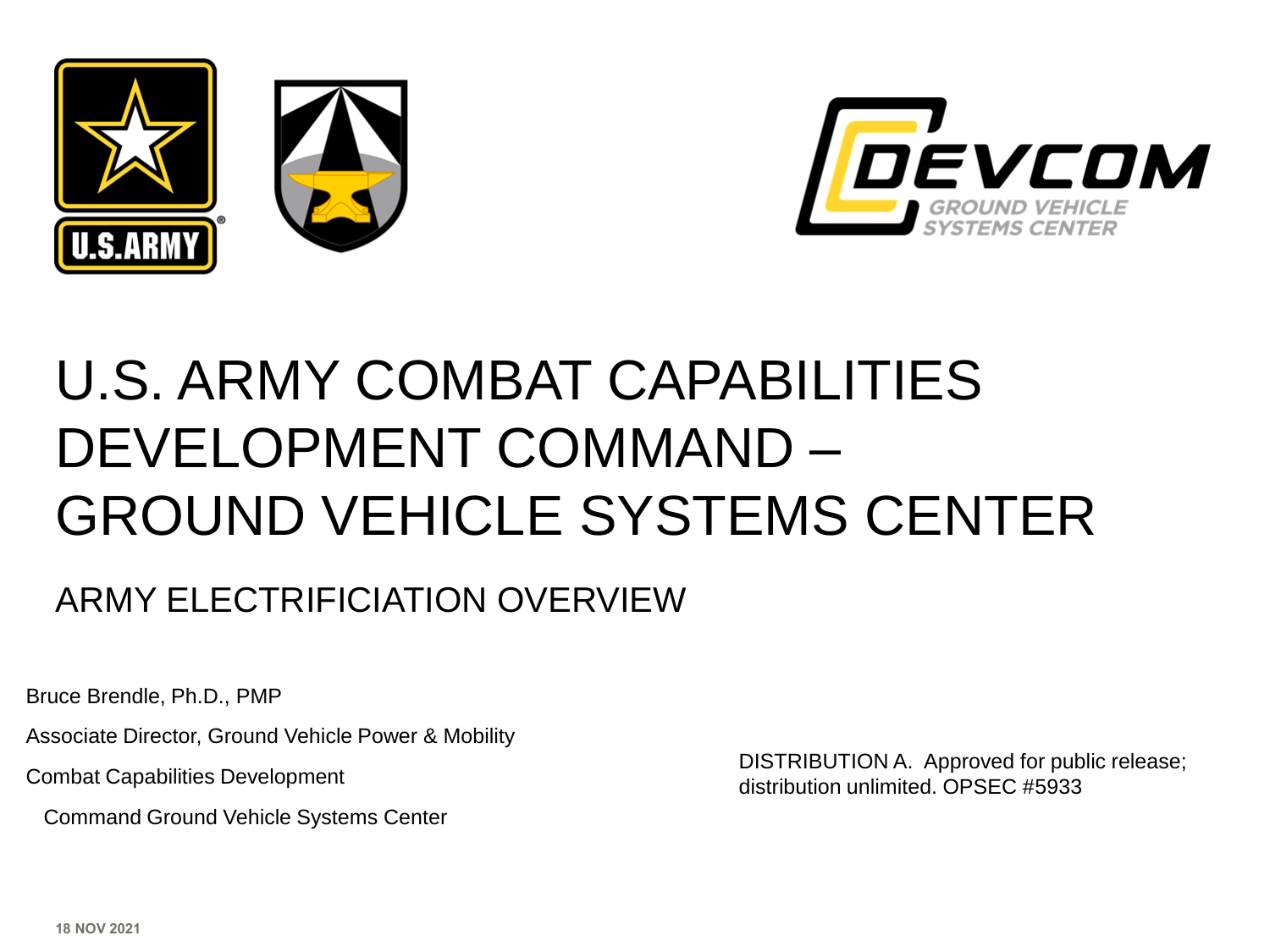# U.S. ARMY COMBAT CAPABILITIES DEVELOPMENT COMMAND – GROUND VEHICLE SYSTEMS CENTER

## ARMY ELECTRIFICIATION OVERVIEW

Bruce Brendle, Ph.D., PMP

Associate Director, Ground Vehicle Power & Mobility

Combat Capabilities Development Command Ground Vehicle Systems Center

DISTRIBUTION A. Approved for public release; distribution unlimited. OPSEC #5933

18 NOV 2021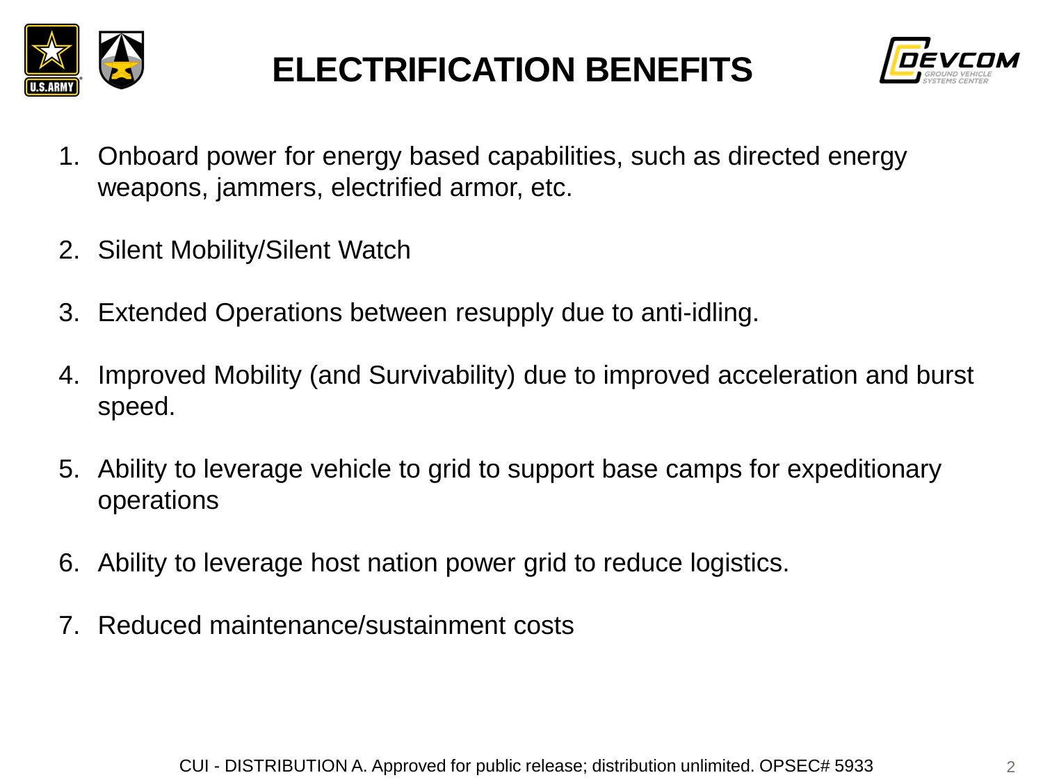# ELECTRIFICATION BENEFITS

1. Onboard power for energy based capabilities, such as directed energy weapons, jammers, electrified armor, etc.

2. Silent Mobility/Silent Watch

3. Extended Operations between resupply due to anti-idling.

4. Improved Mobility (and Survivability) due to improved acceleration and burst speed.

5. Ability to leverage vehicle to grid to support base camps for expeditionary operations

6. Ability to leverage host nation power grid to reduce logistics.

7. Reduced maintenance/sustainment costs

CUI - DISTRIBUTION A. Approved for public release; distribution unlimited. OPSEC# 5933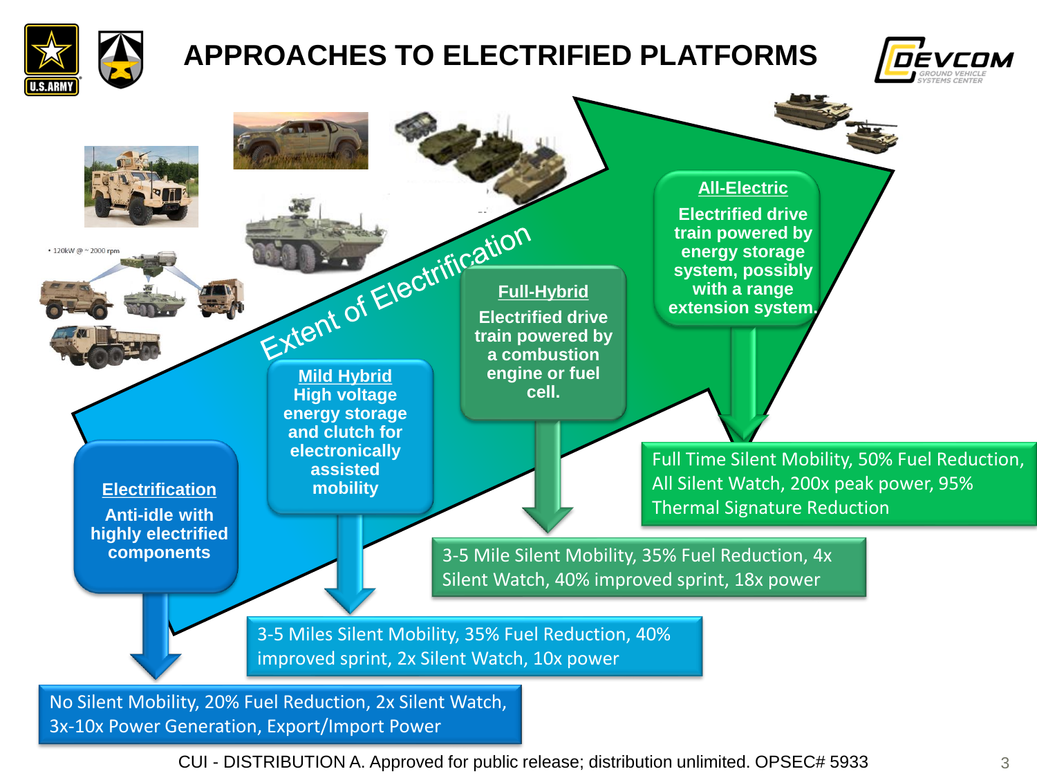# APPROACHES TO ELECTRIFIED PLATFORMS

Extent of Electrification

• 120kW @ ~ 2000 rpm

**Electrification**

**Anti-idle with highly electrified components**

No Silent Mobility, 20% Fuel Reduction, 2x Silent Watch, 3x-10x Power Generation, Export/Import Power

**Mild Hybrid**

**High voltage energy storage and clutch for electronically assisted mobility**

3-5 Miles Silent Mobility, 35% Fuel Reduction, 40% improved sprint, 2x Silent Watch, 10x power

**Full-Hybrid**

**Electrified drive train powered by a combustion engine or fuel cell.**

3-5 Mile Silent Mobility, 35% Fuel Reduction, 4x Silent Watch, 40% improved sprint, 18x power

**All-Electric**

**Electrified drive train powered by energy storage system, possibly with a range extension system.**

Full Time Silent Mobility, 50% Fuel Reduction, All Silent Watch, 200x peak power, 95% Thermal Signature Reduction

CUI - DISTRIBUTION A. Approved for public release; distribution unlimited. OPSEC# 5933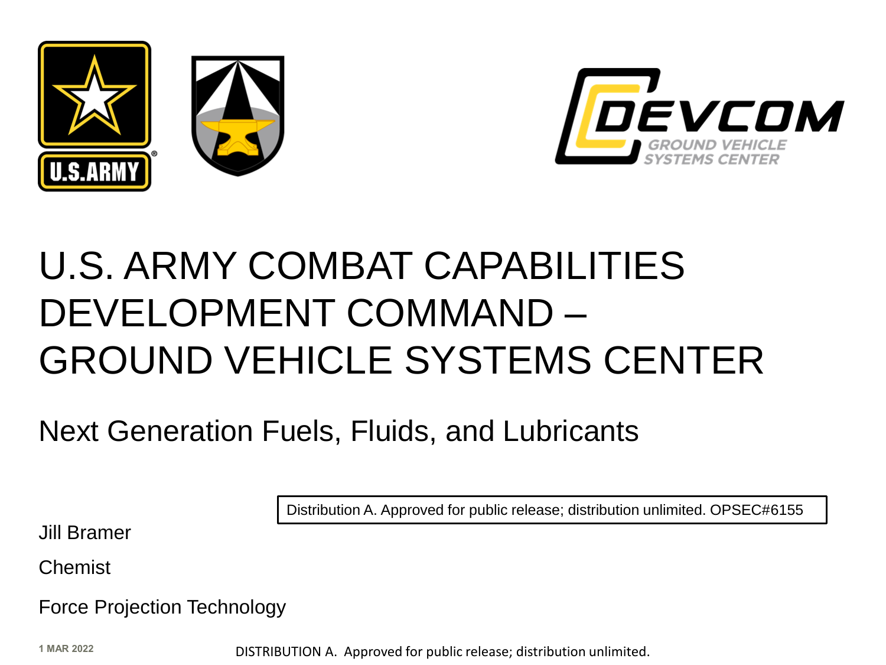# U.S. ARMY COMBAT CAPABILITIES DEVELOPMENT COMMAND – GROUND VEHICLE SYSTEMS CENTER

## Next Generation Fuels, Fluids, and Lubricants

Distribution A. Approved for public release; distribution unlimited. OPSEC#6155

Jill Bramer

Chemist

Force Projection Technology

1 MAR 2022

DISTRIBUTION A. Approved for public release; distribution unlimited.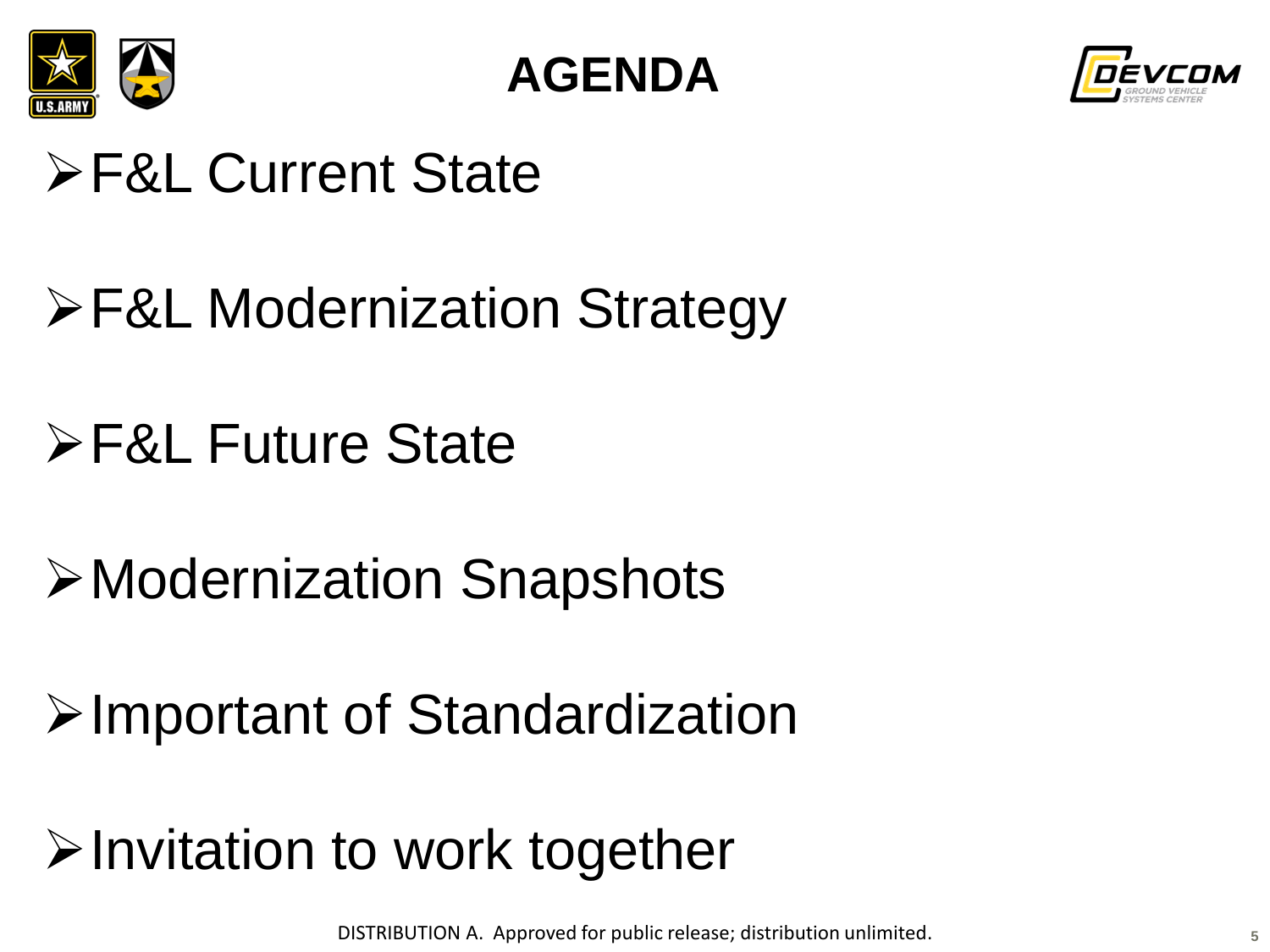# AGENDA

- F&L Current State
- F&L Modernization Strategy
- F&L Future State
- Modernization Snapshots
- Important of Standardization
- Invitation to work together

DISTRIBUTION A. Approved for public release; distribution unlimited.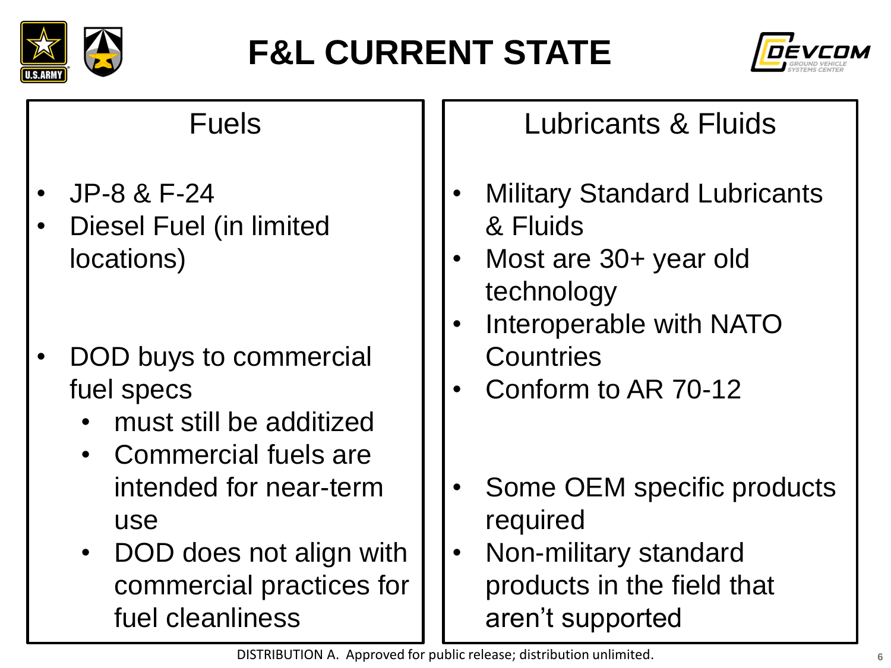# F&L CURRENT STATE

## Fuels

- JP-8 & F-24
- Diesel Fuel (in limited locations)

- DOD buys to commercial fuel specs
  - must still be additized
  - Commercial fuels are intended for near-term use
  - DOD does not align with commercial practices for fuel cleanliness

## Lubricants & Fluids

- Military Standard Lubricants & Fluids
- Most are 30+ year old technology
- Interoperable with NATO Countries
- Conform to AR 70-12

- Some OEM specific products required
- Non-military standard products in the field that aren't supported

DISTRIBUTION A. Approved for public release; distribution unlimited.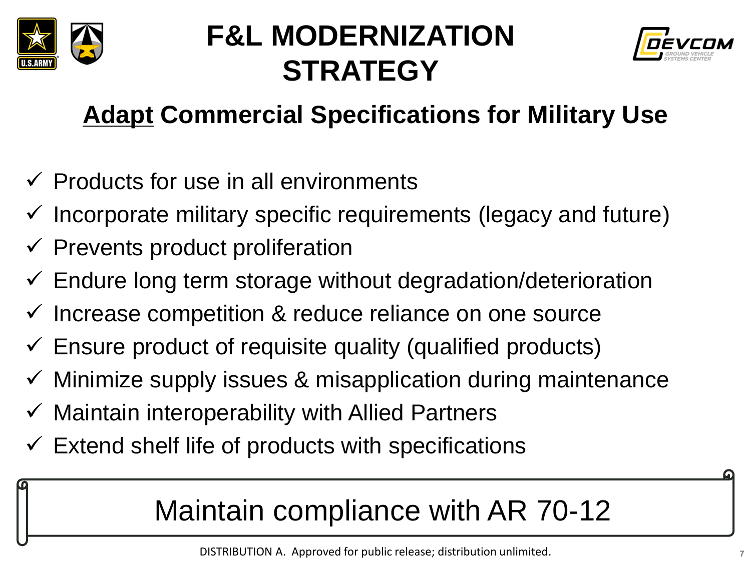# F&L MODERNIZATION STRATEGY

## <u>Adapt</u> Commercial Specifications for Military Use

- ✓ Products for use in all environments
- ✓ Incorporate military specific requirements (legacy and future)
- ✓ Prevents product proliferation
- ✓ Endure long term storage without degradation/deterioration
- ✓ Increase competition & reduce reliance on one source
- ✓ Ensure product of requisite quality (qualified products)
- ✓ Minimize supply issues & misapplication during maintenance
- ✓ Maintain interoperability with Allied Partners
- ✓ Extend shelf life of products with specifications

Maintain compliance with AR 70-12

DISTRIBUTION A. Approved for public release; distribution unlimited.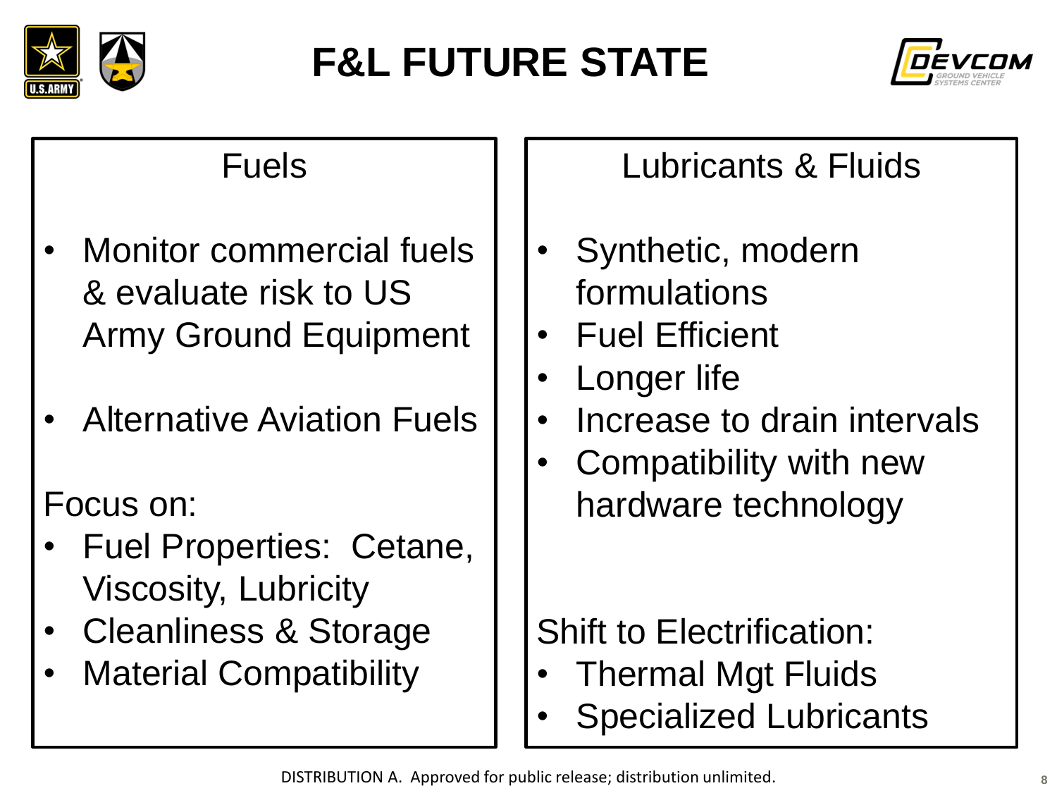# F&L FUTURE STATE

## Fuels

- Monitor commercial fuels & evaluate risk to US Army Ground Equipment
- Alternative Aviation Fuels

Focus on:

- Fuel Properties: Cetane, Viscosity, Lubricity
- Cleanliness & Storage
- Material Compatibility

## Lubricants & Fluids

- Synthetic, modern formulations
- Fuel Efficient
- Longer life
- Increase to drain intervals
- Compatibility with new hardware technology

Shift to Electrification:

- Thermal Mgt Fluids
- Specialized Lubricants

DISTRIBUTION A. Approved for public release; distribution unlimited.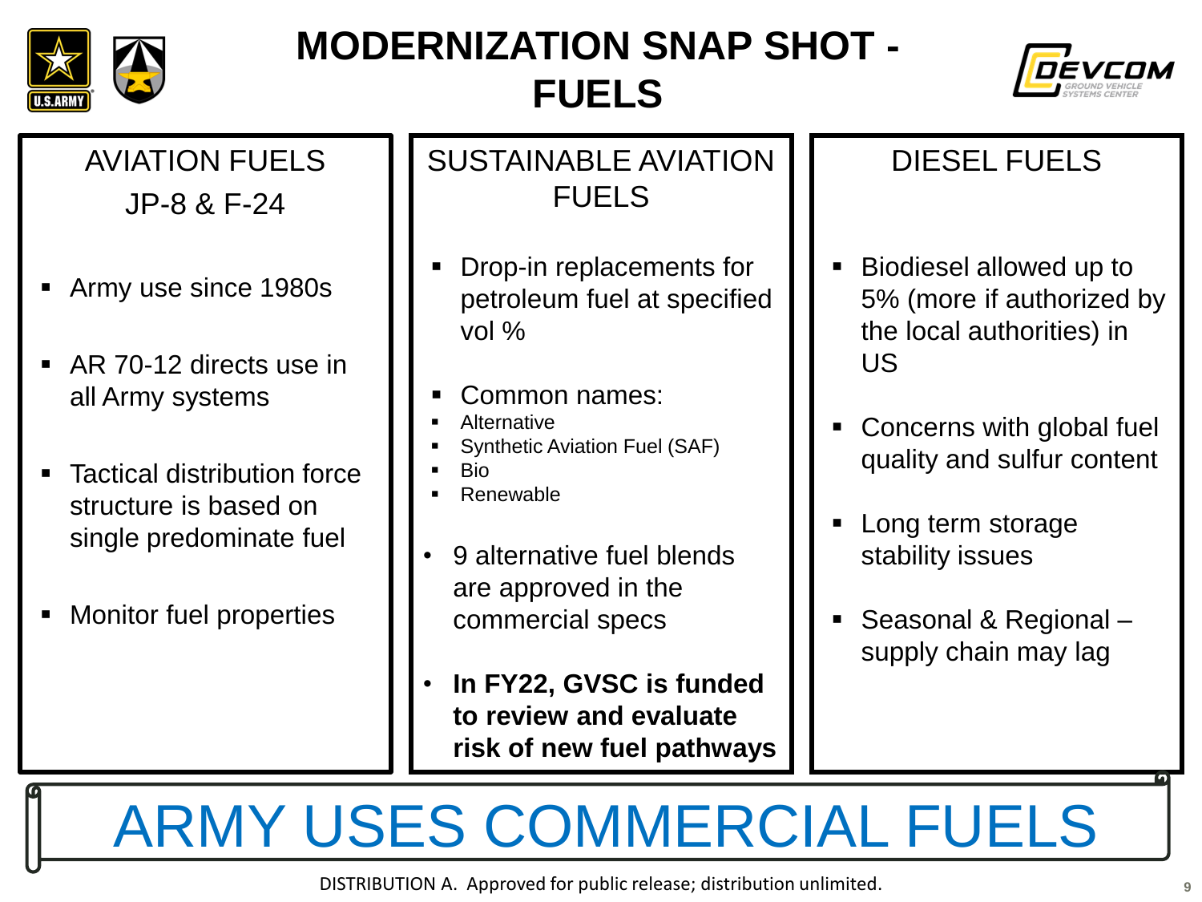# MODERNIZATION SNAP SHOT - FUELS

## AVIATION FUELS JP-8 & F-24

- Army use since 1980s
- AR 70-12 directs use in all Army systems
- Tactical distribution force structure is based on single predominate fuel
- Monitor fuel properties

## SUSTAINABLE AVIATION FUELS

- Drop-in replacements for petroleum fuel at specified vol %
- Common names:
  - Alternative
  - Synthetic Aviation Fuel (SAF)
  - Bio
  - Renewable
- 9 alternative fuel blends are approved in the commercial specs
- **In FY22, GVSC is funded to review and evaluate risk of new fuel pathways**

## DIESEL FUELS

- Biodiesel allowed up to 5% (more if authorized by the local authorities) in US
- Concerns with global fuel quality and sulfur content
- Long term storage stability issues
- Seasonal & Regional – supply chain may lag

# ARMY USES COMMERCIAL FUELS

DISTRIBUTION A. Approved for public release; distribution unlimited.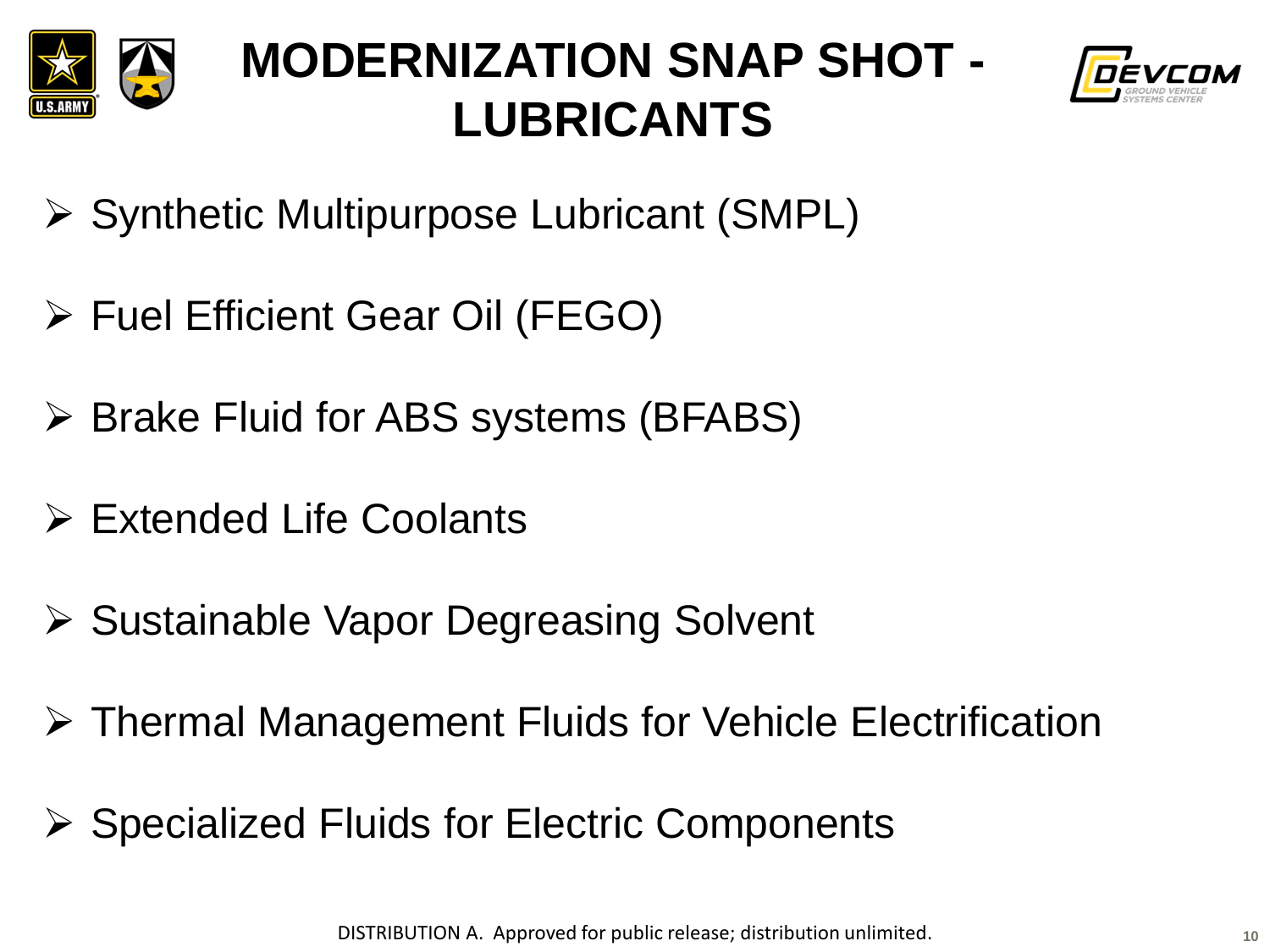# MODERNIZATION SNAP SHOT - LUBRICANTS

- Synthetic Multipurpose Lubricant (SMPL)
- Fuel Efficient Gear Oil (FEGO)
- Brake Fluid for ABS systems (BFABS)
- Extended Life Coolants
- Sustainable Vapor Degreasing Solvent
- Thermal Management Fluids for Vehicle Electrification
- Specialized Fluids for Electric Components

DISTRIBUTION A. Approved for public release; distribution unlimited.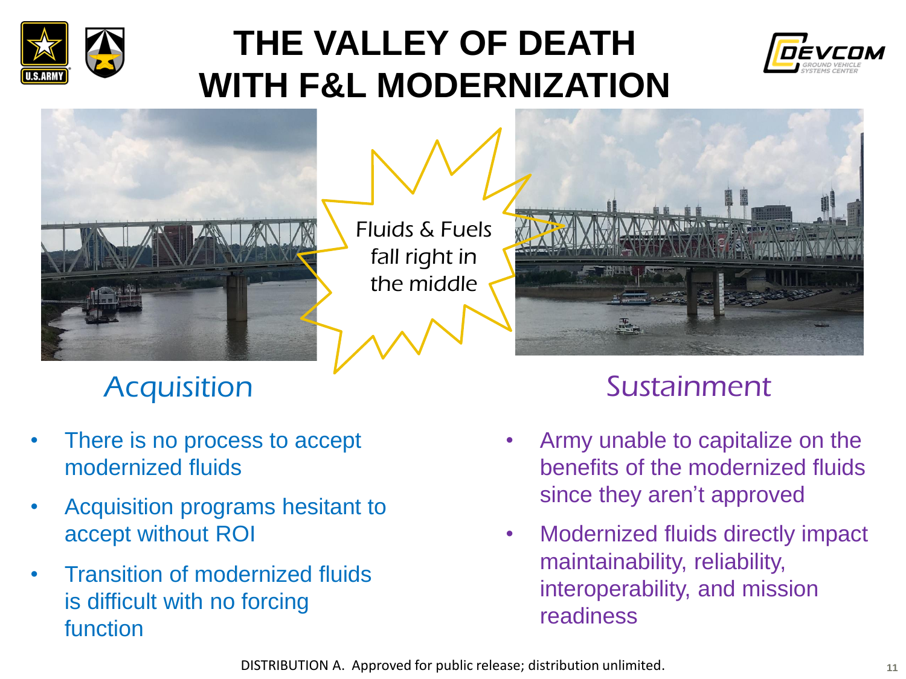# THE VALLEY OF DEATH WITH F&L MODERNIZATION

*Fluids & Fuels fall right in the middle*

## *Acquisition*

- There is no process to accept modernized fluids
- Acquisition programs hesitant to accept without ROI
- Transition of modernized fluids is difficult with no forcing function

## *Sustainment*

- Army unable to capitalize on the benefits of the modernized fluids since they aren't approved
- Modernized fluids directly impact maintainability, reliability, interoperability, and mission readiness

DISTRIBUTION A. Approved for public release; distribution unlimited.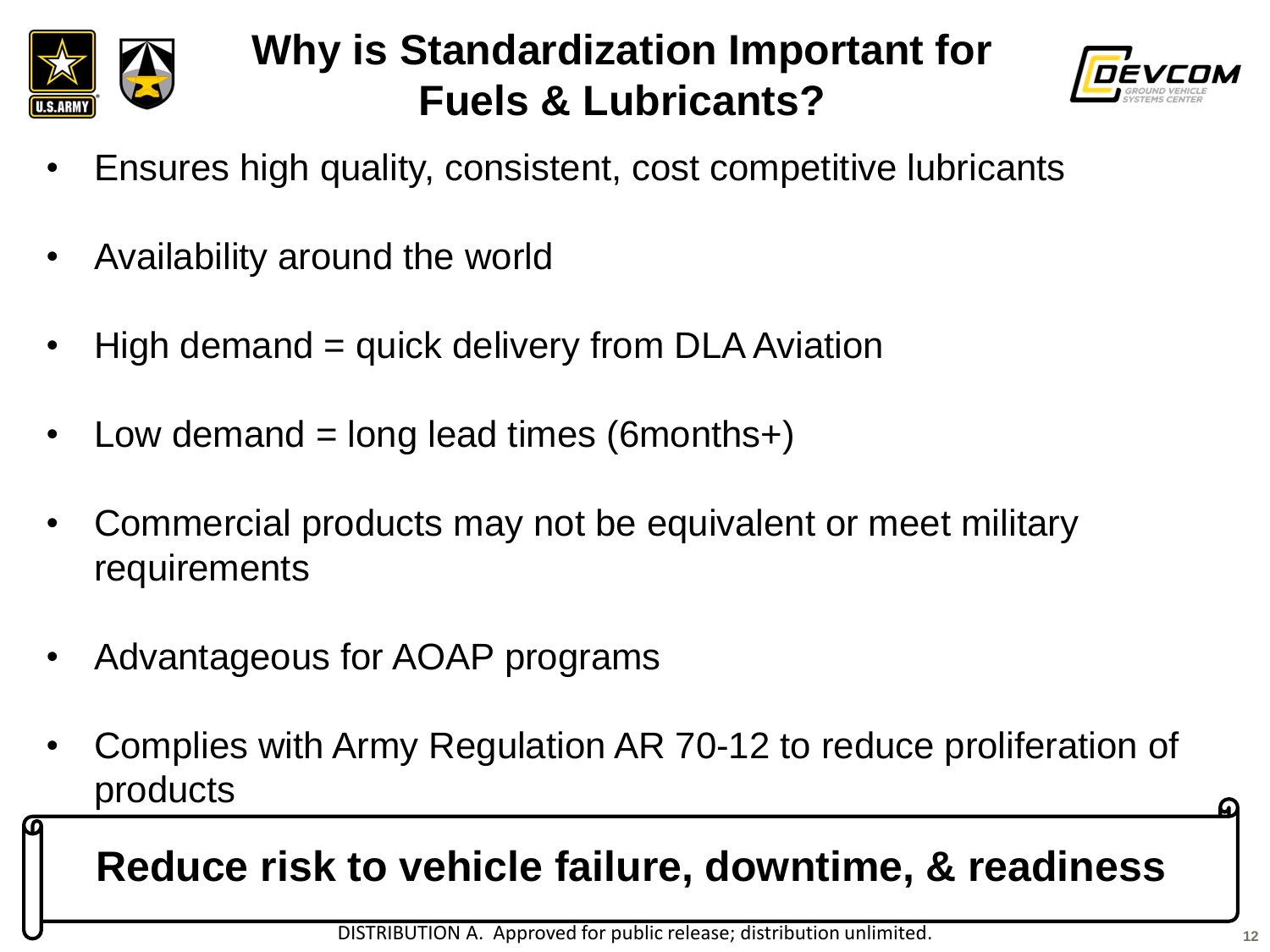# Why is Standardization Important for Fuels & Lubricants?

- Ensures high quality, consistent, cost competitive lubricants
- Availability around the world
- High demand = quick delivery from DLA Aviation
- Low demand = long lead times (6months+)
- Commercial products may not be equivalent or meet military requirements
- Advantageous for AOAP programs
- Complies with Army Regulation AR 70-12 to reduce proliferation of products

**Reduce risk to vehicle failure, downtime, & readiness**

DISTRIBUTION A. Approved for public release; distribution unlimited.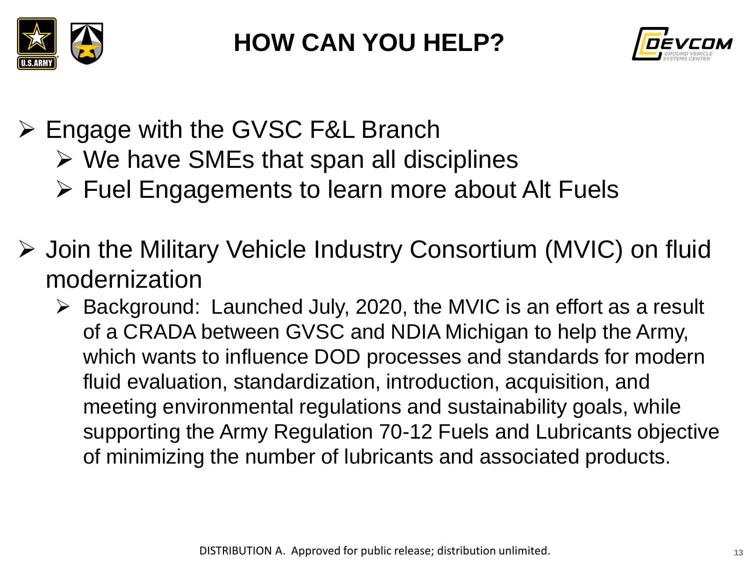# HOW CAN YOU HELP?

- Engage with the GVSC F&L Branch
  - We have SMEs that span all disciplines
  - Fuel Engagements to learn more about Alt Fuels

- Join the Military Vehicle Industry Consortium (MVIC) on fluid modernization
  - Background: Launched July, 2020, the MVIC is an effort as a result of a CRADA between GVSC and NDIA Michigan to help the Army, which wants to influence DOD processes and standards for modern fluid evaluation, standardization, introduction, acquisition, and meeting environmental regulations and sustainability goals, while supporting the Army Regulation 70-12 Fuels and Lubricants objective of minimizing the number of lubricants and associated products.

DISTRIBUTION A. Approved for public release; distribution unlimited.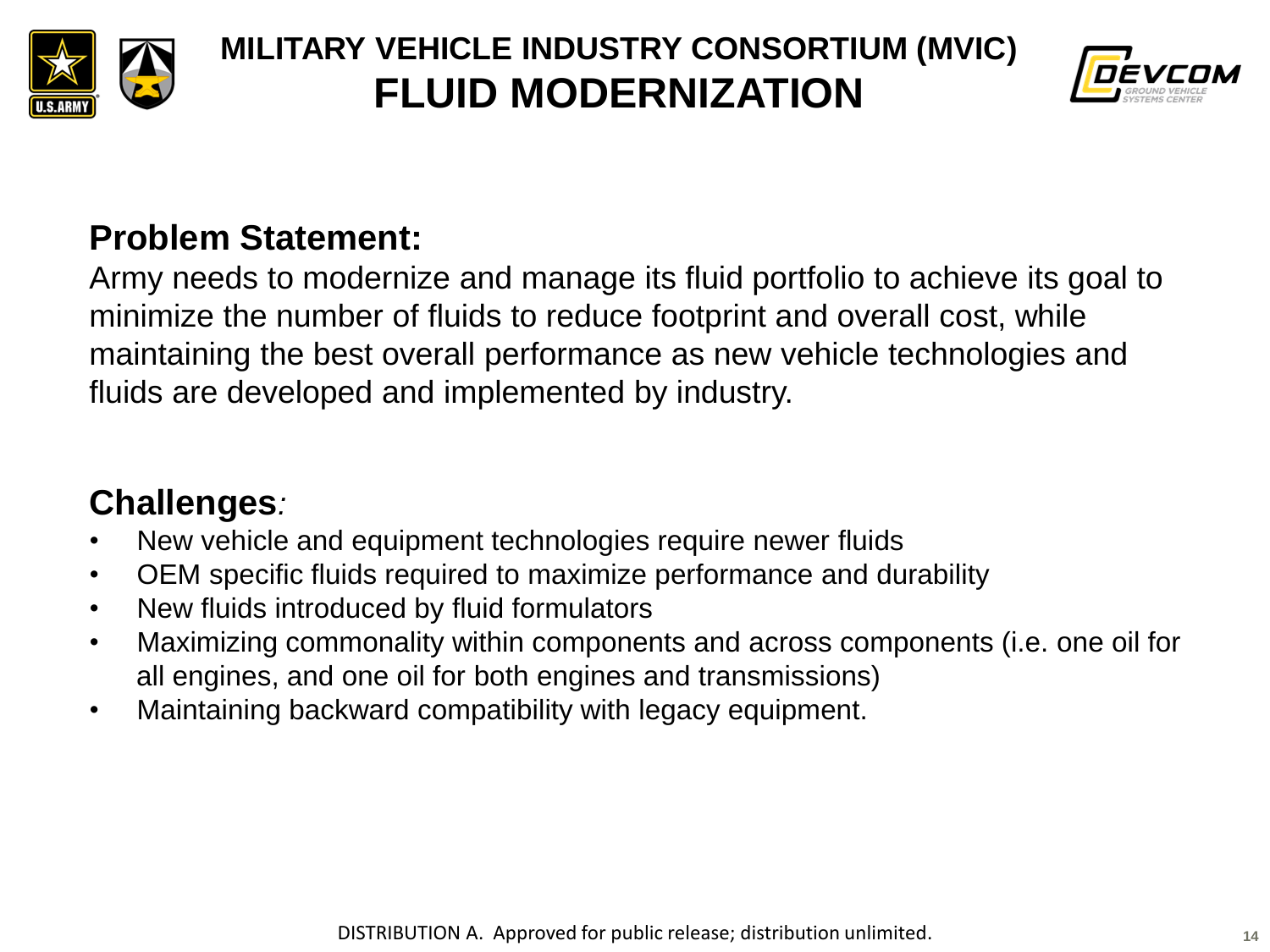# MILITARY VEHICLE INDUSTRY CONSORTIUM (MVIC)
# FLUID MODERNIZATION

## Problem Statement:

Army needs to modernize and manage its fluid portfolio to achieve its goal to minimize the number of fluids to reduce footprint and overall cost, while maintaining the best overall performance as new vehicle technologies and fluids are developed and implemented by industry.

## Challenges*:*

- New vehicle and equipment technologies require newer fluids
- OEM specific fluids required to maximize performance and durability
- New fluids introduced by fluid formulators
- Maximizing commonality within components and across components (i.e. one oil for all engines, and one oil for both engines and transmissions)
- Maintaining backward compatibility with legacy equipment.

DISTRIBUTION A. Approved for public release; distribution unlimited.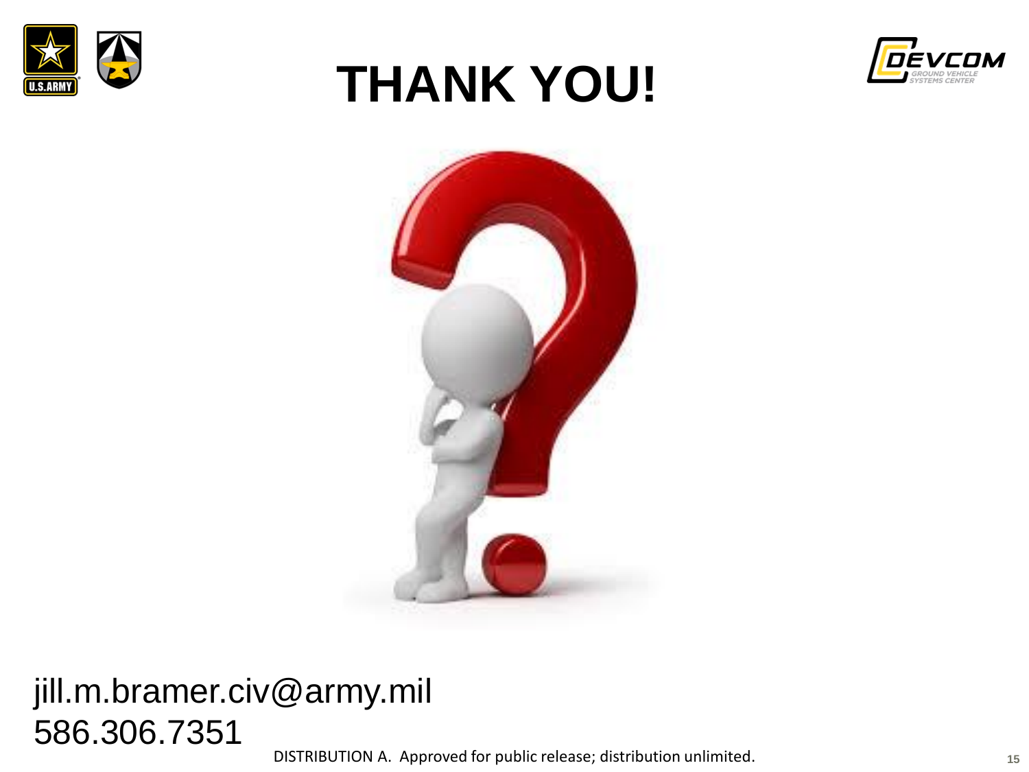# THANK YOU!

jill.m.bramer.civ@army.mil
586.306.7351

DISTRIBUTION A. Approved for public release; distribution unlimited.